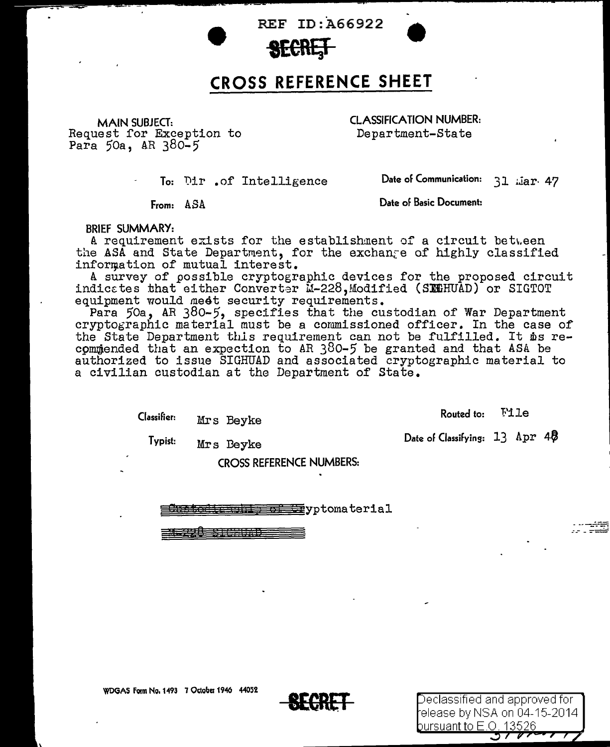REF ID:A66922

~~SECRET~~

# CROSS REFERENCE SHEET

**MAIN SUBJECT:**
Request for Exception to Para 50a, AR 380-5

**CLASSIFICATION NUMBER:**
Department-State

**To:** Dir .of Intelligence

**Date of Communication:** 31 Mar. 47

**From:** ASA

**Date of Basic Document:**

**BRIEF SUMMARY:**

A requirement exists for the establishment of a circuit between the ASA and State Department, for the exchange of highly classified information of mutual interest.

A survey of possible cryptographic devices for the proposed circuit indicates that either Converter M-228,Modified (SIGHUAD) or SIGTOT equipment would meet security requirements.

Para 50a, AR 380-5, specifies that the custodian of War Department cryptographic material must be a commissioned officer. In the case of the State Department this requirement can not be fulfilled. It is recommended that an expection to AR 380-5 be granted and that ASA be authorized to issue SIGHUAD and associated cryptographic material to a civilian custodian at the Department of State.

**Classifier:** Mrs Beyke

**Routed to:** File

**Typist:** Mrs Beyke

**Date of Classifying:** 13 Apr 48

**CROSS REFERENCE NUMBERS:**

~~Custodianship of Cr~~yptomaterial

~~M-228 SIGHUAD~~

WDGAS Form No. 1493 7 October 1946 44052

~~SECRET~~

Declassified and approved for release by NSA on 04-15-2014 pursuant to E.O. 13526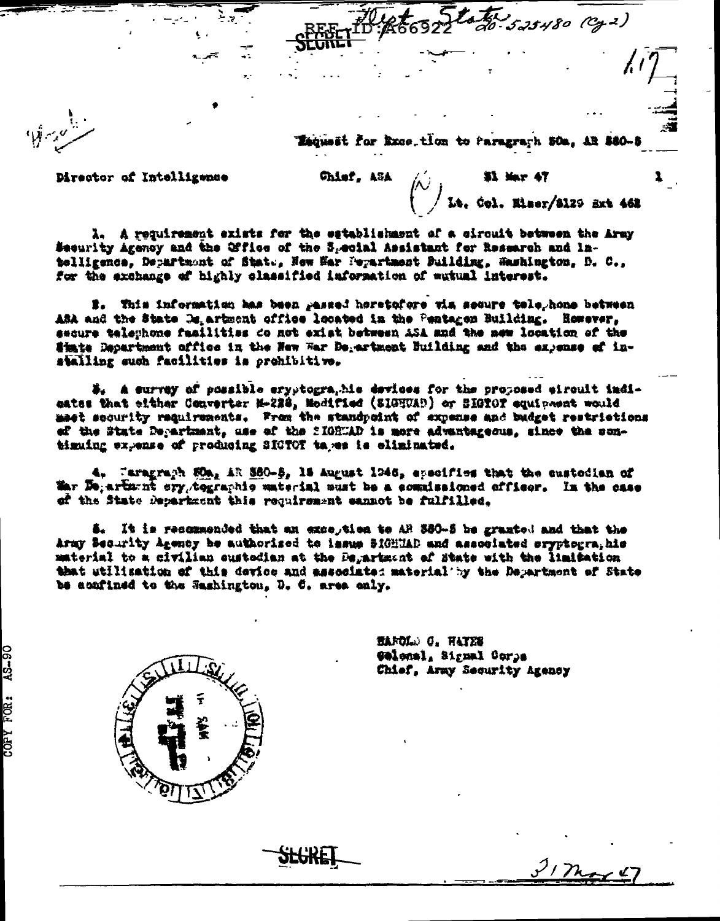SECRET

REF ID:A66922 Dept State 20-525480 (Cy 2)

Request for Exception to Paragraph 50a, AR 380-5

Director of Intelligence  Chief, ASA  31 Mar 47  1

Lt. Col. Hiser/8129 Ext 462

1. A requirement exists for the establishment of a circuit between the Army Security Agency and the Office of the Special Assistant for Research and Intelligence, Department of State, New War Department Building, Washington, D. C., for the exchange of highly classified information of mutual interest.

2. This information has been passed heretofore via secure telephone between ASA and the State Department offices located in the Pentagon Building. However, secure telephone facilities do not exist between ASA and the new location of the State Department offices in the New War Department Building and the expense of installing such facilities is prohibitive.

3. A survey of possible cryptographic devices for the proposed circuit indicates that either Converter M-228, Modified (SIGHUAD) or SIGTOT equipment would meet security requirements. From the standpoint of expense and budget restrictions of the State Department, use of the SIGHUAD is more advantageous, since the continuing expense of producing SIGTOT tapes is eliminated.

4. Paragraph 50a, AR 380-5, 15 August 1946, specifies that the custodian of War Department cryptographic material must be a commissioned officer. In the case of the State Department this requirement cannot be fulfilled.

5. It is recommended that an exception to AR 380-5 be granted and that the Army Security Agency be authorized to issue SIGHUAD and associated cryptographic material to a civilian custodian at the Department of State with the limitation that utilization of this device and associated material by the Department of State be confined to the Washington, D. C. area only.

HAROLD G. HAYES
Colonel, Signal Corps
Chief, Army Security Agency

COPY FOR: AS-90

SECRET

31 Mar 47